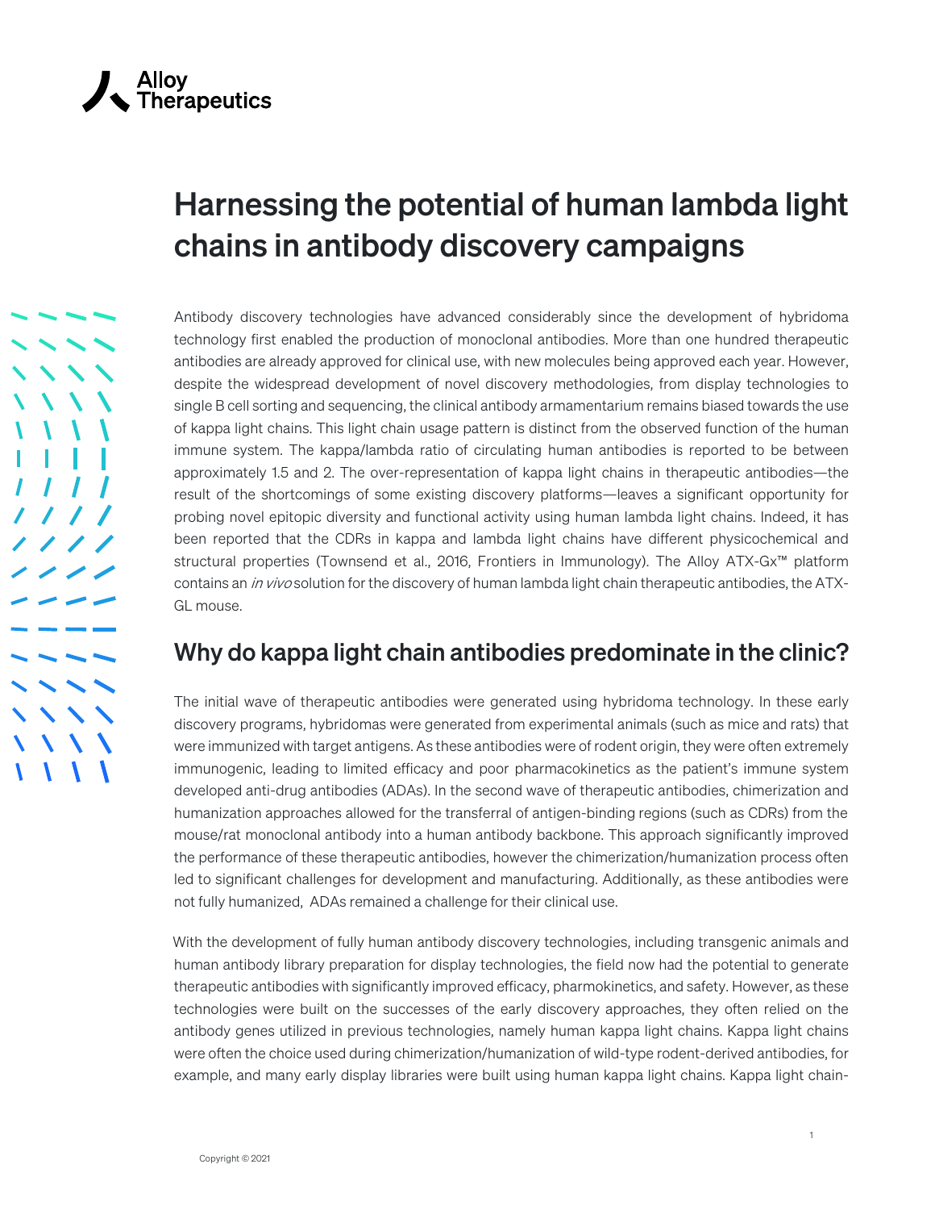# Harnessing the potential of human lambda light chains in antibody discovery campaigns

Antibody discovery technologies have advanced considerably since the development of hybridoma technology first enabled the production of monoclonal antibodies. More than one hundred therapeutic antibodies are already approved for clinical use, with new molecules being approved each year. However, despite the widespread development of novel discovery methodologies, from display technologies to single B cell sorting and sequencing, the clinical antibody armamentarium remains biased towards the use of kappa light chains. This light chain usage pattern is distinct from the observed function of the human immune system. The kappa/lambda ratio of circulating human antibodies is reported to be between approximately 1.5 and 2. The over-representation of kappa light chains in therapeutic antibodies—the result of the shortcomings of some existing discovery platforms—leaves a significant opportunity for probing novel epitopic diversity and functional activity using human lambda light chains. Indeed, it has been reported that the CDRs in kappa and lambda light chains have different physicochemical and structural properties (Townsend et al., 2016, Frontiers in Immunology). The Alloy ATX-Gx™ platform contains an *in vivo* solution for the discovery of human lambda light chain therapeutic antibodies, the ATX-GL mouse.

## Why do kappa light chain antibodies predominate in the clinic?

The initial wave of therapeutic antibodies were generated using hybridoma technology. In these early discovery programs, hybridomas were generated from experimental animals (such as mice and rats) that were immunized with target antigens. As these antibodies were of rodent origin, they were often extremely immunogenic, leading to limited efficacy and poor pharmacokinetics as the patient's immune system developed anti-drug antibodies (ADAs). In the second wave of therapeutic antibodies, chimerization and humanization approaches allowed for the transferral of antigen-binding regions (such as CDRs) from the mouse/rat monoclonal antibody into a human antibody backbone. This approach significantly improved the performance of these therapeutic antibodies, however the chimerization/humanization process often led to significant challenges for development and manufacturing. Additionally, as these antibodies were not fully humanized, ADAs remained a challenge for their clinical use.

With the development of fully human antibody discovery technologies, including transgenic animals and human antibody library preparation for display technologies, the field now had the potential to generate therapeutic antibodies with significantly improved efficacy, pharmokinetics, and safety. However, as these technologies were built on the successes of the early discovery approaches, they often relied on the antibody genes utilized in previous technologies, namely human kappa light chains. Kappa light chains were often the choice used during chimerization/humanization of wild-type rodent-derived antibodies, for example, and many early display libraries were built using human kappa light chains. Kappa light chain-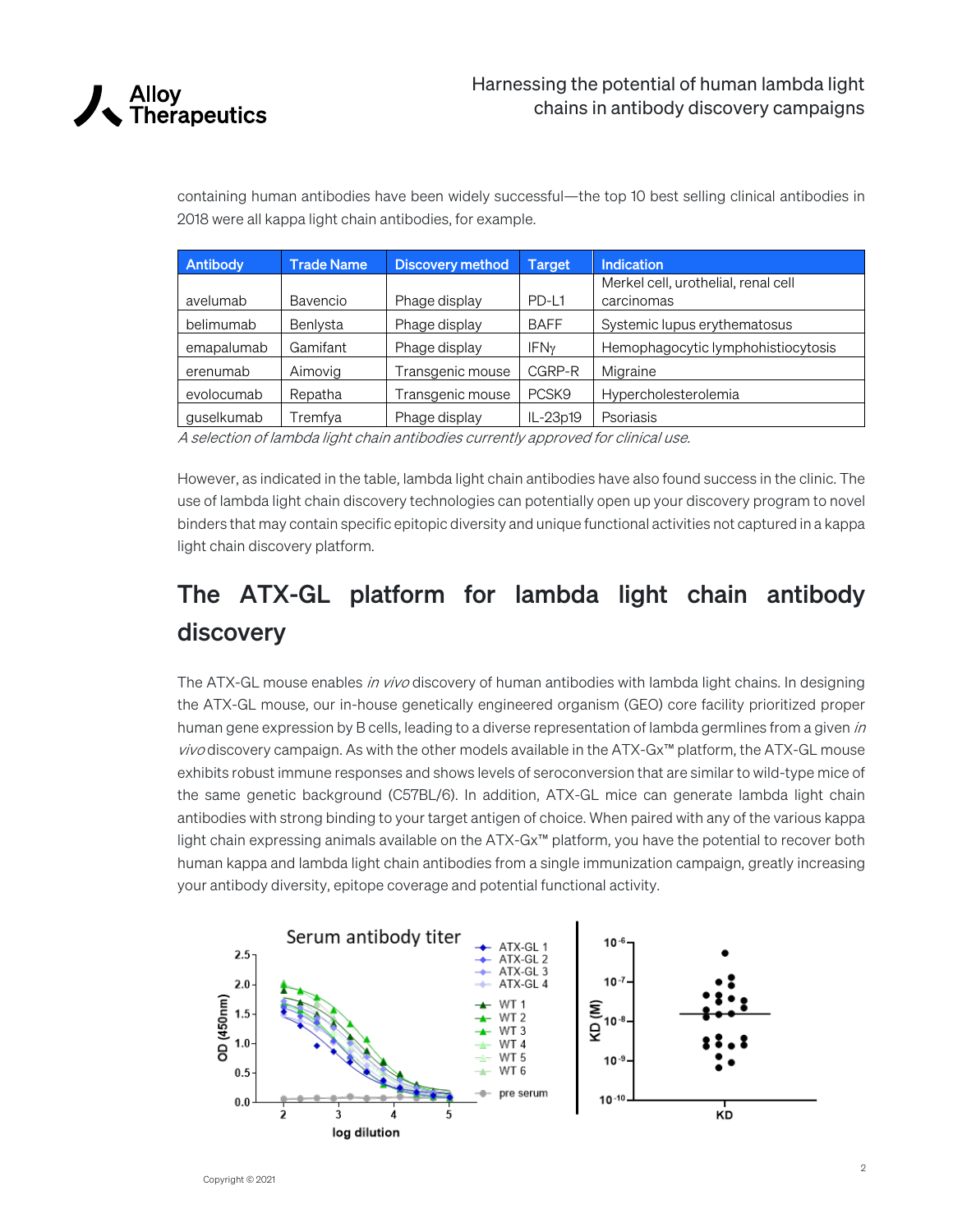containing human antibodies have been widely successful—the top 10 best selling clinical antibodies in 2018 were all kappa light chain antibodies, for example.

| Antibody | Trade Name | Discovery method | Target | Indication |
|---|---|---|---|---|
| avelumab | Bavencio | Phage display | PD-L1 | Merkel cell, urothelial, renal cell carcinomas |
| belimumab | Benlysta | Phage display | BAFF | Systemic lupus erythematosus |
| emapalumab | Gamifant | Phage display | IFNγ | Hemophagocytic lymphohistiocytosis |
| erenumab | Aimovig | Transgenic mouse | CGRP-R | Migraine |
| evolocumab | Repatha | Transgenic mouse | PCSK9 | Hypercholesterolemia |
| guselkumab | Tremfya | Phage display | IL-23p19 | Psoriasis |

*A selection of lambda light chain antibodies currently approved for clinical use.*

However, as indicated in the table, lambda light chain antibodies have also found success in the clinic. The use of lambda light chain discovery technologies can potentially open up your discovery program to novel binders that may contain specific epitopic diversity and unique functional activities not captured in a kappa light chain discovery platform.

## The ATX-GL platform for lambda light chain antibody discovery

The ATX-GL mouse enables *in vivo* discovery of human antibodies with lambda light chains. In designing the ATX-GL mouse, our in-house genetically engineered organism (GEO) core facility prioritized proper human gene expression by B cells, leading to a diverse representation of lambda germlines from a given *in vivo* discovery campaign. As with the other models available in the ATX-Gx™ platform, the ATX-GL mouse exhibits robust immune responses and shows levels of seroconversion that are similar to wild-type mice of the same genetic background (C57BL/6). In addition, ATX-GL mice can generate lambda light chain antibodies with strong binding to your target antigen of choice. When paired with any of the various kappa light chain expressing animals available on the ATX-Gx™ platform, you have the potential to recover both human kappa and lambda light chain antibodies from a single immunization campaign, greatly increasing your antibody diversity, epitope coverage and potential functional activity.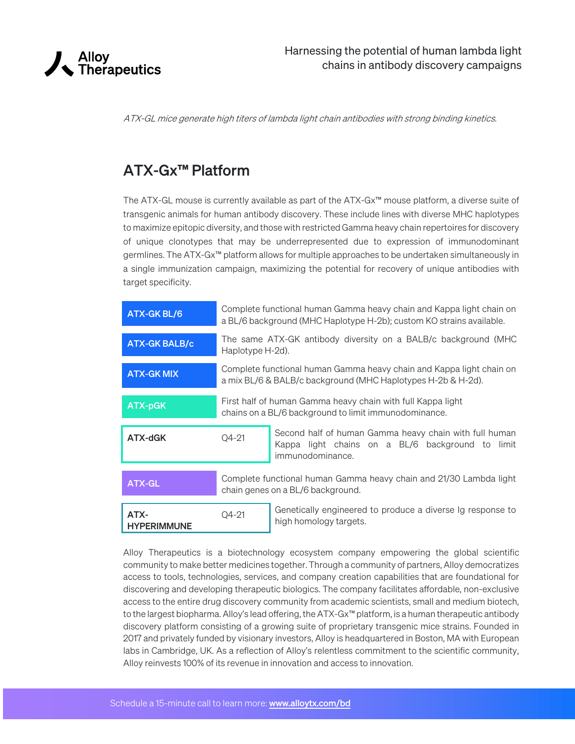*ATX-GL mice generate high titers of lambda light chain antibodies with strong binding kinetics.*

## ATX-Gx™ Platform

The ATX-GL mouse is currently available as part of the ATX-Gx™ mouse platform, a diverse suite of transgenic animals for human antibody discovery. These include lines with diverse MHC haplotypes to maximize epitopic diversity, and those with restricted Gamma heavy chain repertoires for discovery of unique clonotypes that may be underrepresented due to expression of immunodominant germlines. The ATX-Gx™ platform allows for multiple approaches to be undertaken simultaneously in a single immunization campaign, maximizing the potential for recovery of unique antibodies with target specificity.

| | | |
|---|---|---|
| **ATX-GK BL/6** | | Complete functional human Gamma heavy chain and Kappa light chain on a BL/6 background (MHC Haplotype H-2b); custom KO strains available. |
| **ATX-GK BALB/c** | | The same ATX-GK antibody diversity on a BALB/c background (MHC Haplotype H-2d). |
| **ATX-GK MIX** | | Complete functional human Gamma heavy chain and Kappa light chain on a mix BL/6 & BALB/c background (MHC Haplotypes H-2b & H-2d). |
| **ATX-pGK** | | First half of human Gamma heavy chain with full Kappa light chains on a BL/6 background to limit immunodominance. |
| **ATX-dGK** | Q4-21 | Second half of human Gamma heavy chain with full human Kappa light chains on a BL/6 background to limit immunodominance. |
| **ATX-GL** | | Complete functional human Gamma heavy chain and 21/30 Lambda light chain genes on a BL/6 background. |
| **ATX-HYPERIMMUNE** | Q4-21 | Genetically engineered to produce a diverse Ig response to high homology targets. |

Alloy Therapeutics is a biotechnology ecosystem company empowering the global scientific community to make better medicines together. Through a community of partners, Alloy democratizes access to tools, technologies, services, and company creation capabilities that are foundational for discovering and developing therapeutic biologics. The company facilitates affordable, non-exclusive access to the entire drug discovery community from academic scientists, small and medium biotech, to the largest biopharma. Alloy's lead offering, the ATX-Gx™ platform, is a human therapeutic antibody discovery platform consisting of a growing suite of proprietary transgenic mice strains. Founded in 2017 and privately funded by visionary investors, Alloy is headquartered in Boston, MA with European labs in Cambridge, UK. As a reflection of Alloy's relentless commitment to the scientific community, Alloy reinvests 100% of its revenue in innovation and access to innovation.

Schedule a 15-minute call to learn more: **www.alloytx.com/bd**